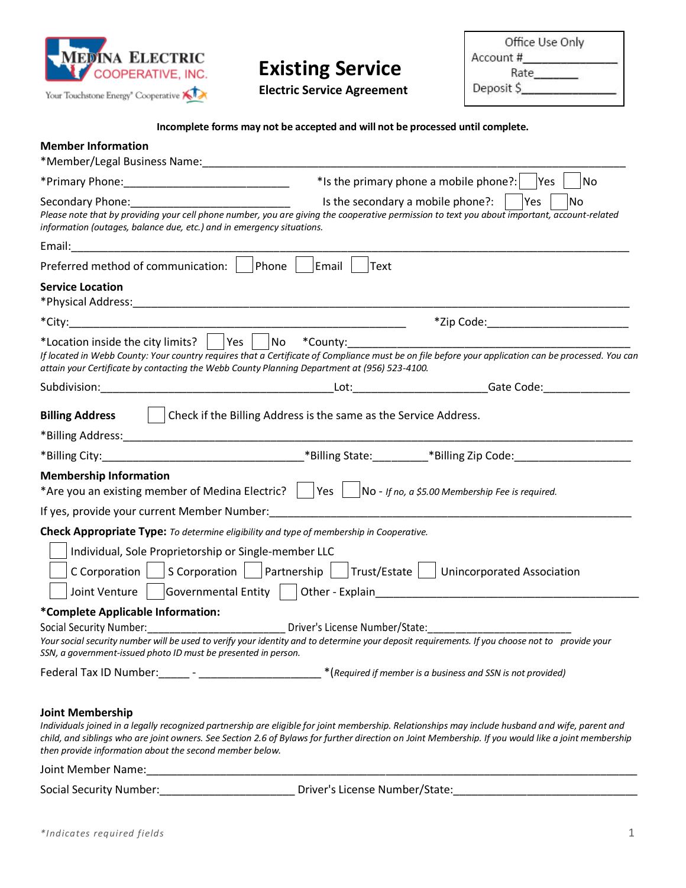MEDINA ELECTRIC COOPERATIVE, INC.

Your Touchstone Energy® Cooperative

# Existing Service

**Electric Service Agreement**

| Office Use Only |
|---|
| Account #______________ |
| Rate_______ |
| Deposit $______________ |

**Incomplete forms may not be accepted and will not be processed until complete.**

## Member Information

*Member/Legal Business Name:_______________________________________________

*Primary Phone:__________________________ *Is the primary phone a mobile phone?: ☐ Yes ☐ No

Secondary Phone:__________________________ Is the secondary a mobile phone?: ☐ Yes ☐ No

*Please note that by providing your cell phone number, you are giving the cooperative permission to text you about important, account-related information (outages, balance due, etc.) and in emergency situations.*

Email:_______________________________________________

Preferred method of communication: ☐ Phone ☐ Email ☐ Text

## Service Location

*Physical Address:_______________________________________________

*City:_______________________________________ *Zip Code:______________________

*Location inside the city limits? ☐ Yes ☐ No *County:_______________________________________

*If located in Webb County: Your country requires that a Certificate of Compliance must be on file before your application can be processed. You can attain your Certificate by contacting the Webb County Planning Department at (956) 523-4100.*

Subdivision:_____________________________________Lot:_____________________Gate Code:______________

## Billing Address

☐ Check if the Billing Address is the same as the Service Address.

*Billing Address:_______________________________________________

*Billing City:________________________________*Billing State:_________*Billing Zip Code:__________________

## Membership Information

*Are you an existing member of Medina Electric? ☐ Yes ☐ No - *If no, a $5.00 Membership Fee is required.*

If yes, provide your current Member Number:_______________________________________________

**Check Appropriate Type:** *To determine eligibility and type of membership in Cooperative.*

☐ Individual, Sole Proprietorship or Single-member LLC

☐ C Corporation ☐ S Corporation ☐ Partnership ☐ Trust/Estate ☐ Unincorporated Association

☐ Joint Venture ☐ Governmental Entity ☐ Other - Explain_______________________________________

**\*Complete Applicable Information:**

Social Security Number:________________________ Driver's License Number/State:________________________

*Your social security number will be used to verify your identity and to determine your deposit requirements. If you choose not to provide your SSN, a government-issued photo ID must be presented in person.*

Federal Tax ID Number:_____ - ____________________ *(*Required if member is a business and SSN is not provided*)

## Joint Membership

*Individuals joined in a legally recognized partnership are eligible for joint membership. Relationships may include husband and wife, parent and child, and siblings who are joint owners. See Section 2.6 of Bylaws for further direction on Joint Membership. If you would like a joint membership then provide information about the second member below.*

Joint Member Name:_______________________________________________

Social Security Number:______________________ Driver's License Number/State:______________________________

*\*Indicates required fields*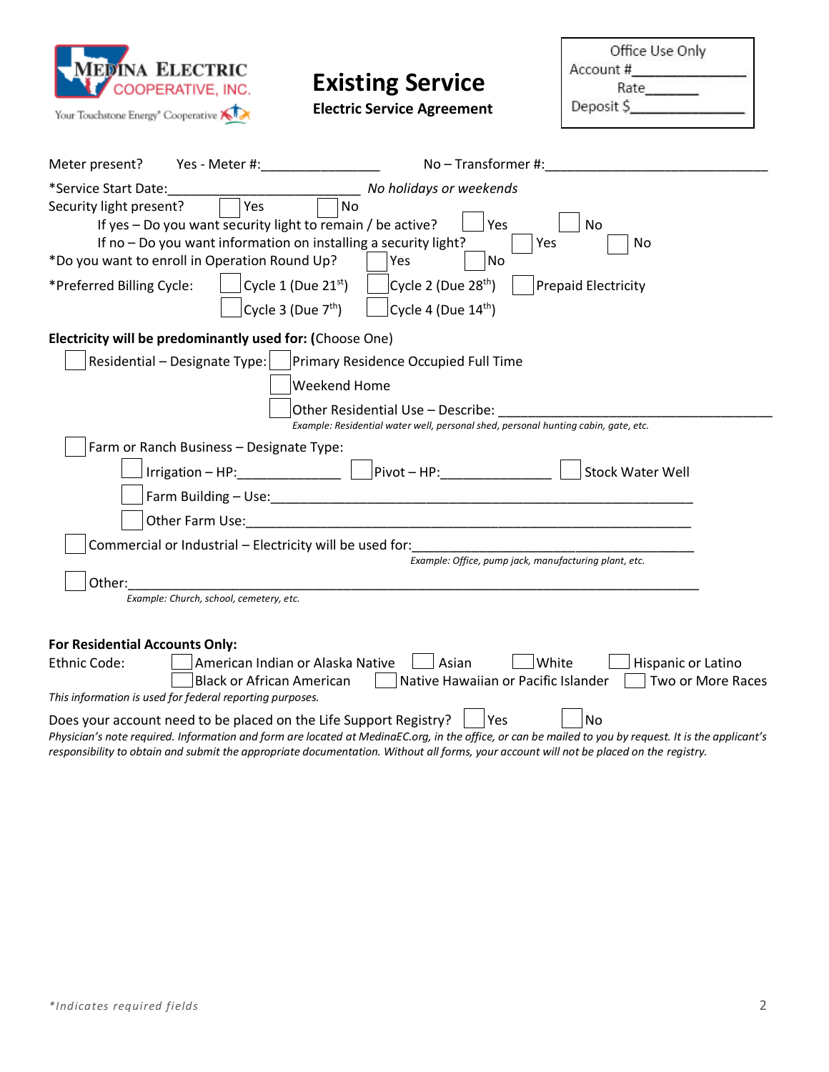MEDINA ELECTRIC COOPERATIVE, INC.
Your Touchstone Energy® Cooperative

# Existing Service

**Electric Service Agreement**

Office Use Only
Account #_______________
Rate_______
Deposit $_______________

Meter present? Yes - Meter #:________________ No – Transformer #:______________________________

*Service Start Date:_________________________ *No holidays or weekends*

Security light present? ☐ Yes ☐ No

If yes – Do you want security light to remain / be active? ☐ Yes ☐ No

If no – Do you want information on installing a security light? ☐ Yes ☐ No

*Do you want to enroll in Operation Round Up? ☐ Yes ☐ No

*Preferred Billing Cycle: ☐ Cycle 1 (Due 21st) ☐ Cycle 2 (Due 28th) ☐ Prepaid Electricity

☐ Cycle 3 (Due 7th) ☐ Cycle 4 (Due 14th)

**Electricity will be predominantly used for: (**Choose One)

☐ Residential – Designate Type: ☐ Primary Residence Occupied Full Time

☐ Weekend Home

☐ Other Residential Use – Describe: ________________________________________

*Example: Residential water well, personal shed, personal hunting cabin, gate, etc.*

☐ Farm or Ranch Business – Designate Type:

☐ Irrigation – HP:______________ ☐ Pivot – HP:_______________ ☐ Stock Water Well

☐ Farm Building – Use:____________________________________________________________

☐ Other Farm Use:_______________________________________________________________

☐ Commercial or Industrial – Electricity will be used for:__________________________________________

*Example: Office, pump jack, manufacturing plant, etc.*

☐ Other:___________________________________________________________________________________

*Example: Church, school, cemetery, etc.*

**For Residential Accounts Only:**

Ethnic Code: ☐ American Indian or Alaska Native ☐ Asian ☐ White ☐ Hispanic or Latino

☐ Black or African American ☐ Native Hawaiian or Pacific Islander ☐ Two or More Races

*This information is used for federal reporting purposes.*

Does your account need to be placed on the Life Support Registry? ☐ Yes ☐ No

*Physician's note required. Information and form are located at MedinaEC.org, in the office, or can be mailed to you by request. It is the applicant's responsibility to obtain and submit the appropriate documentation. Without all forms, your account will not be placed on the registry.*

*\*Indicates required fields*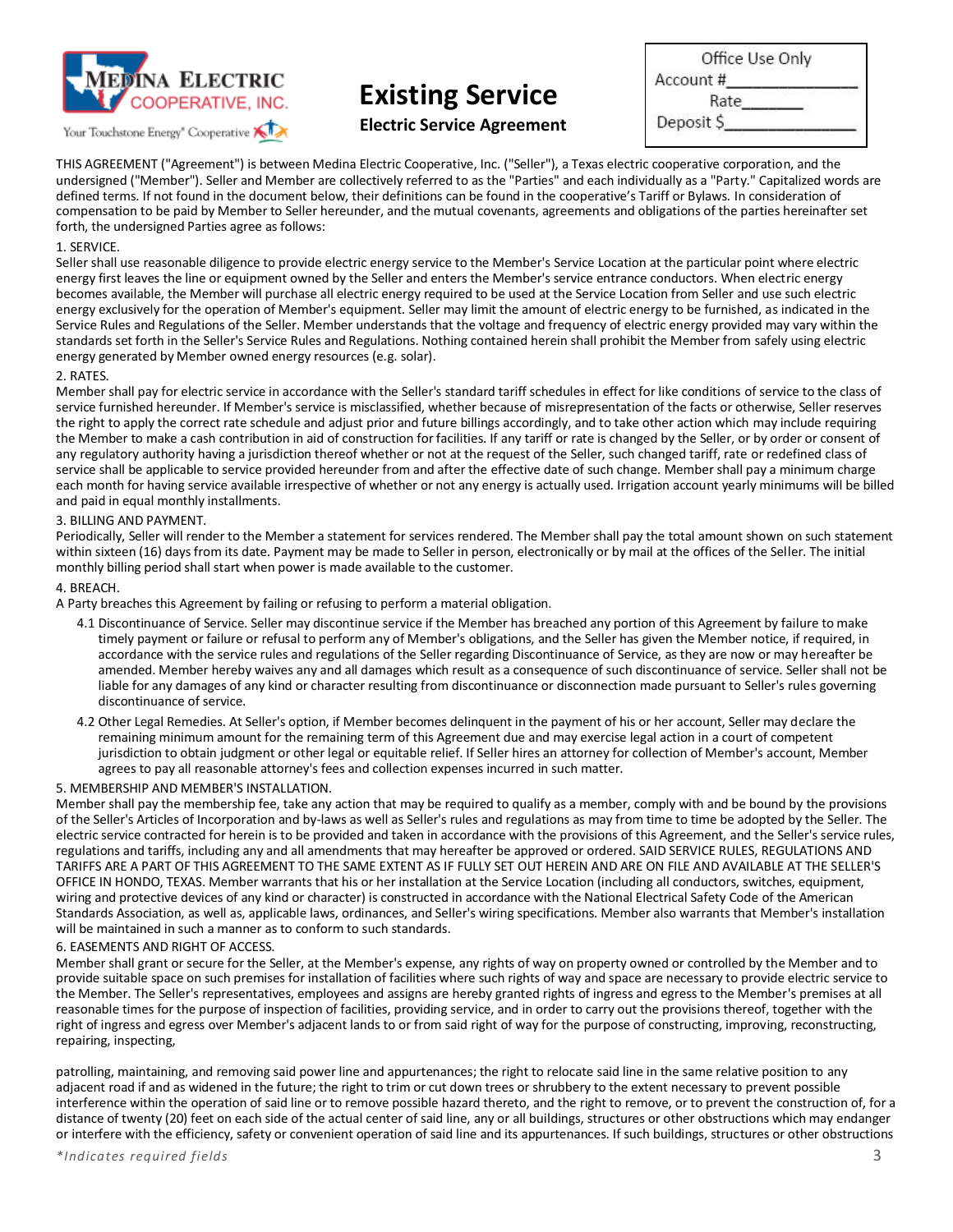MEDINA ELECTRIC COOPERATIVE, INC.

Your Touchstone Energy® Cooperative

# Existing Service

### Electric Service Agreement

| Office Use Only |
|---|
| Account #_______________ |
| Rate_______ |
| Deposit $_______________ |

THIS AGREEMENT ("Agreement") is between Medina Electric Cooperative, Inc. ("Seller"), a Texas electric cooperative corporation, and the undersigned ("Member"). Seller and Member are collectively referred to as the "Parties" and each individually as a "Party." Capitalized words are defined terms. If not found in the document below, their definitions can be found in the cooperative's Tariff or Bylaws. In consideration of compensation to be paid by Member to Seller hereunder, and the mutual covenants, agreements and obligations of the parties hereinafter set forth, the undersigned Parties agree as follows:

1. SERVICE.

Seller shall use reasonable diligence to provide electric energy service to the Member's Service Location at the particular point where electric energy first leaves the line or equipment owned by the Seller and enters the Member's service entrance conductors. When electric energy becomes available, the Member will purchase all electric energy required to be used at the Service Location from Seller and use such electric energy exclusively for the operation of Member's equipment. Seller may limit the amount of electric energy to be furnished, as indicated in the Service Rules and Regulations of the Seller. Member understands that the voltage and frequency of electric energy provided may vary within the standards set forth in the Seller's Service Rules and Regulations. Nothing contained herein shall prohibit the Member from safely using electric energy generated by Member owned energy resources (e.g. solar).

2. RATES.

Member shall pay for electric service in accordance with the Seller's standard tariff schedules in effect for like conditions of service to the class of service furnished hereunder. If Member's service is misclassified, whether because of misrepresentation of the facts or otherwise, Seller reserves the right to apply the correct rate schedule and adjust prior and future billings accordingly, and to take other action which may include requiring the Member to make a cash contribution in aid of construction for facilities. If any tariff or rate is changed by the Seller, or by order or consent of any regulatory authority having a jurisdiction thereof whether or not at the request of the Seller, such changed tariff, rate or redefined class of service shall be applicable to service provided hereunder from and after the effective date of such change. Member shall pay a minimum charge each month for having service available irrespective of whether or not any energy is actually used. Irrigation account yearly minimums will be billed and paid in equal monthly installments.

3. BILLING AND PAYMENT.

Periodically, Seller will render to the Member a statement for services rendered. The Member shall pay the total amount shown on such statement within sixteen (16) days from its date. Payment may be made to Seller in person, electronically or by mail at the offices of the Seller. The initial monthly billing period shall start when power is made available to the customer.

4. BREACH.

A Party breaches this Agreement by failing or refusing to perform a material obligation.

4.1 Discontinuance of Service. Seller may discontinue service if the Member has breached any portion of this Agreement by failure to make timely payment or failure or refusal to perform any of Member's obligations, and the Seller has given the Member notice, if required, in accordance with the service rules and regulations of the Seller regarding Discontinuance of Service, as they are now or may hereafter be amended. Member hereby waives any and all damages which result as a consequence of such discontinuance of service. Seller shall not be liable for any damages of any kind or character resulting from discontinuance or disconnection made pursuant to Seller's rules governing discontinuance of service.

4.2 Other Legal Remedies. At Seller's option, if Member becomes delinquent in the payment of his or her account, Seller may declare the remaining minimum amount for the remaining term of this Agreement due and may exercise legal action in a court of competent jurisdiction to obtain judgment or other legal or equitable relief. If Seller hires an attorney for collection of Member's account, Member agrees to pay all reasonable attorney's fees and collection expenses incurred in such matter.

5. MEMBERSHIP AND MEMBER'S INSTALLATION.

Member shall pay the membership fee, take any action that may be required to qualify as a member, comply with and be bound by the provisions of the Seller's Articles of Incorporation and by-laws as well as Seller's rules and regulations as may from time to time be adopted by the Seller. The electric service contracted for herein is to be provided and taken in accordance with the provisions of this Agreement, and the Seller's service rules, regulations and tariffs, including any and all amendments that may hereafter be approved or ordered. SAID SERVICE RULES, REGULATIONS AND TARIFFS ARE A PART OF THIS AGREEMENT TO THE SAME EXTENT AS IF FULLY SET OUT HEREIN AND ARE ON FILE AND AVAILABLE AT THE SELLER'S OFFICE IN HONDO, TEXAS. Member warrants that his or her installation at the Service Location (including all conductors, switches, equipment, wiring and protective devices of any kind or character) is constructed in accordance with the National Electrical Safety Code of the American Standards Association, as well as, applicable laws, ordinances, and Seller's wiring specifications. Member also warrants that Member's installation will be maintained in such a manner as to conform to such standards.

6. EASEMENTS AND RIGHT OF ACCESS.

Member shall grant or secure for the Seller, at the Member's expense, any rights of way on property owned or controlled by the Member and to provide suitable space on such premises for installation of facilities where such rights of way and space are necessary to provide electric service to the Member. The Seller's representatives, employees and assigns are hereby granted rights of ingress and egress to the Member's premises at all reasonable times for the purpose of inspection of facilities, providing service, and in order to carry out the provisions thereof, together with the right of ingress and egress over Member's adjacent lands to or from said right of way for the purpose of constructing, improving, reconstructing, repairing, inspecting, patrolling, maintaining, and removing said power line and appurtenances; the right to relocate said line in the same relative position to any adjacent road if and as widened in the future; the right to trim or cut down trees or shrubbery to the extent necessary to prevent possible interference within the operation of said line or to remove possible hazard thereto, and the right to remove, or to prevent the construction of, for a distance of twenty (20) feet on each side of the actual center of said line, any or all buildings, structures or other obstructions which may endanger or interfere with the efficiency, safety or convenient operation of said line and its appurtenances. If such buildings, structures or other obstructions

*\*Indicates required fields*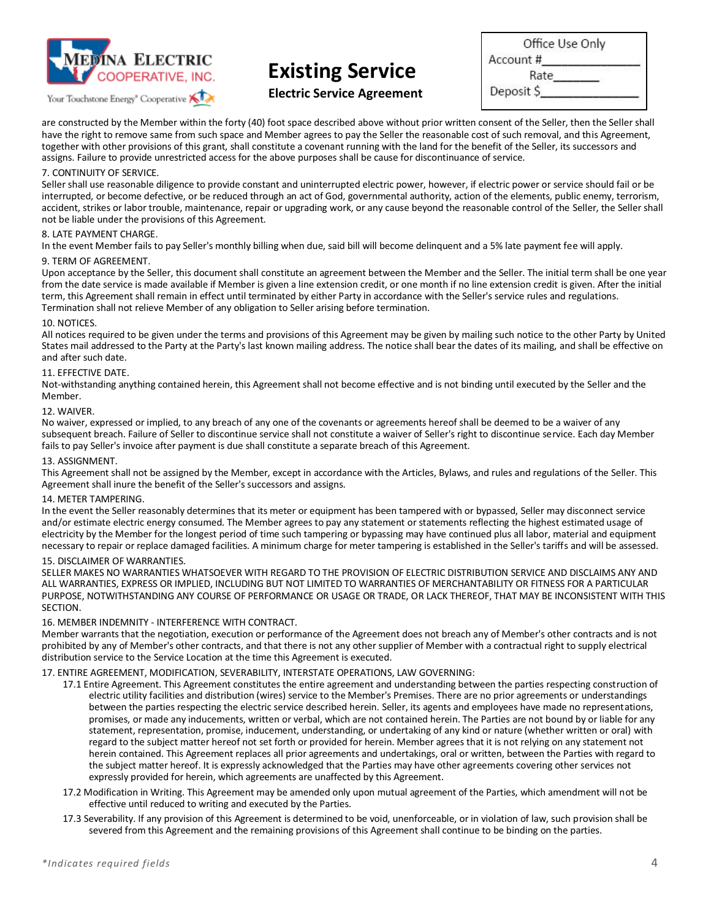are constructed by the Member within the forty (40) foot space described above without prior written consent of the Seller, then the Seller shall have the right to remove same from such space and Member agrees to pay the Seller the reasonable cost of such removal, and this Agreement, together with other provisions of this grant, shall constitute a covenant running with the land for the benefit of the Seller, its successors and assigns. Failure to provide unrestricted access for the above purposes shall be cause for discontinuance of service.

7. CONTINUITY OF SERVICE.

Seller shall use reasonable diligence to provide constant and uninterrupted electric power, however, if electric power or service should fail or be interrupted, or become defective, or be reduced through an act of God, governmental authority, action of the elements, public enemy, terrorism, accident, strikes or labor trouble, maintenance, repair or upgrading work, or any cause beyond the reasonable control of the Seller, the Seller shall not be liable under the provisions of this Agreement.

8. LATE PAYMENT CHARGE.

In the event Member fails to pay Seller's monthly billing when due, said bill will become delinquent and a 5% late payment fee will apply.

9. TERM OF AGREEMENT.

Upon acceptance by the Seller, this document shall constitute an agreement between the Member and the Seller. The initial term shall be one year from the date service is made available if Member is given a line extension credit, or one month if no line extension credit is given. After the initial term, this Agreement shall remain in effect until terminated by either Party in accordance with the Seller's service rules and regulations. Termination shall not relieve Member of any obligation to Seller arising before termination.

10. NOTICES.

All notices required to be given under the terms and provisions of this Agreement may be given by mailing such notice to the other Party by United States mail addressed to the Party at the Party's last known mailing address. The notice shall bear the dates of its mailing, and shall be effective on and after such date.

11. EFFECTIVE DATE.

Not-withstanding anything contained herein, this Agreement shall not become effective and is not binding until executed by the Seller and the Member.

12. WAIVER.

No waiver, expressed or implied, to any breach of any one of the covenants or agreements hereof shall be deemed to be a waiver of any subsequent breach. Failure of Seller to discontinue service shall not constitute a waiver of Seller's right to discontinue service. Each day Member fails to pay Seller's invoice after payment is due shall constitute a separate breach of this Agreement.

13. ASSIGNMENT.

This Agreement shall not be assigned by the Member, except in accordance with the Articles, Bylaws, and rules and regulations of the Seller. This Agreement shall inure the benefit of the Seller's successors and assigns.

14. METER TAMPERING.

In the event the Seller reasonably determines that its meter or equipment has been tampered with or bypassed, Seller may disconnect service and/or estimate electric energy consumed. The Member agrees to pay any statement or statements reflecting the highest estimated usage of electricity by the Member for the longest period of time such tampering or bypassing may have continued plus all labor, material and equipment necessary to repair or replace damaged facilities. A minimum charge for meter tampering is established in the Seller's tariffs and will be assessed.

15. DISCLAIMER OF WARRANTIES.

SELLER MAKES NO WARRANTIES WHATSOEVER WITH REGARD TO THE PROVISION OF ELECTRIC DISTRIBUTION SERVICE AND DISCLAIMS ANY AND ALL WARRANTIES, EXPRESS OR IMPLIED, INCLUDING BUT NOT LIMITED TO WARRANTIES OF MERCHANTABILITY OR FITNESS FOR A PARTICULAR PURPOSE, NOTWITHSTANDING ANY COURSE OF PERFORMANCE OR USAGE OR TRADE, OR LACK THEREOF, THAT MAY BE INCONSISTENT WITH THIS SECTION.

16. MEMBER INDEMNITY - INTERFERENCE WITH CONTRACT.

Member warrants that the negotiation, execution or performance of the Agreement does not breach any of Member's other contracts and is not prohibited by any of Member's other contracts, and that there is not any other supplier of Member with a contractual right to supply electrical distribution service to the Service Location at the time this Agreement is executed.

17. ENTIRE AGREEMENT, MODIFICATION, SEVERABILITY, INTERSTATE OPERATIONS, LAW GOVERNING:

17.1 Entire Agreement. This Agreement constitutes the entire agreement and understanding between the parties respecting construction of electric utility facilities and distribution (wires) service to the Member's Premises. There are no prior agreements or understandings between the parties respecting the electric service described herein. Seller, its agents and employees have made no representations, promises, or made any inducements, written or verbal, which are not contained herein. The Parties are not bound by or liable for any statement, representation, promise, inducement, understanding, or undertaking of any kind or nature (whether written or oral) with regard to the subject matter hereof not set forth or provided for herein. Member agrees that it is not relying on any statement not herein contained. This Agreement replaces all prior agreements and undertakings, oral or written, between the Parties with regard to the subject matter hereof. It is expressly acknowledged that the Parties may have other agreements covering other services not expressly provided for herein, which agreements are unaffected by this Agreement.

17.2 Modification in Writing. This Agreement may be amended only upon mutual agreement of the Parties, which amendment will not be effective until reduced to writing and executed by the Parties.

17.3 Severability. If any provision of this Agreement is determined to be void, unenforceable, or in violation of law, such provision shall be severed from this Agreement and the remaining provisions of this Agreement shall continue to be binding on the parties.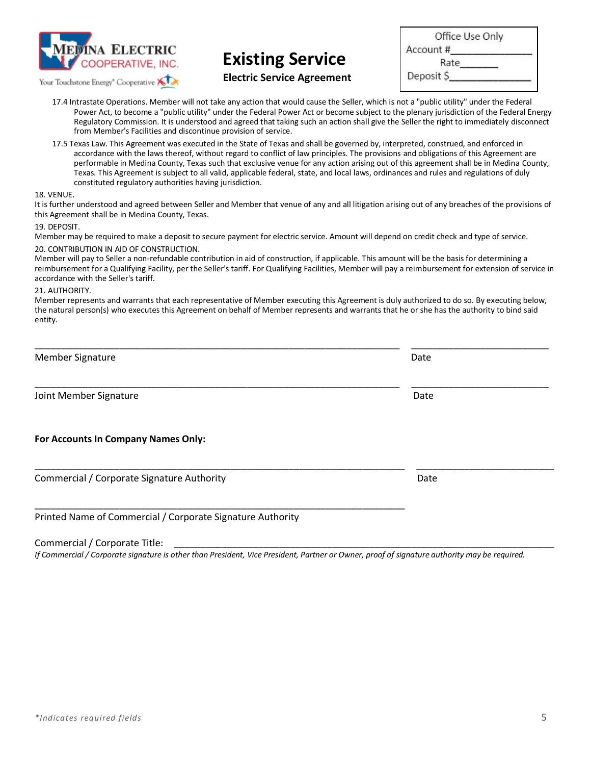# Existing Service

**Electric Service Agreement**

| Office Use Only |
| --- |
| Account #_______________ |
| Rate_______ |
| Deposit $_______________ |

17.4 Intrastate Operations. Member will not take any action that would cause the Seller, which is not a "public utility" under the Federal Power Act, to become a "public utility" under the Federal Power Act or become subject to the plenary jurisdiction of the Federal Energy Regulatory Commission. It is understood and agreed that taking such an action shall give the Seller the right to immediately disconnect from Member's Facilities and discontinue provision of service.

17.5 Texas Law. This Agreement was executed in the State of Texas and shall be governed by, interpreted, construed, and enforced in accordance with the laws thereof, without regard to conflict of law principles. The provisions and obligations of this Agreement are performable in Medina County, Texas such that exclusive venue for any action arising out of this agreement shall be in Medina County, Texas. This Agreement is subject to all valid, applicable federal, state, and local laws, ordinances and rules and regulations of duly constituted regulatory authorities having jurisdiction.

18. VENUE.
It is further understood and agreed between Seller and Member that venue of any and all litigation arising out of any breaches of the provisions of this Agreement shall be in Medina County, Texas.

19. DEPOSIT.
Member may be required to make a deposit to secure payment for electric service. Amount will depend on credit check and type of service.

20. CONTRIBUTION IN AID OF CONSTRUCTION.
Member will pay to Seller a non-refundable contribution in aid of construction, if applicable. This amount will be the basis for determining a reimbursement for a Qualifying Facility, per the Seller's tariff. For Qualifying Facilities, Member will pay a reimbursement for extension of service in accordance with the Seller's tariff.

21. AUTHORITY.
Member represents and warrants that each representative of Member executing this Agreement is duly authorized to do so. By executing below, the natural person(s) who executes this Agreement on behalf of Member represents and warrants that he or she has the authority to bind said entity.

_______________________________________________ _______________________

Member Signature Date

_______________________________________________ _______________________

Joint Member Signature Date

**For Accounts In Company Names Only:**

_______________________________________________ _______________________

Commercial / Corporate Signature Authority Date

_______________________________________________

Printed Name of Commercial / Corporate Signature Authority

Commercial / Corporate Title: _______________________________________________

*If Commercial / Corporate signature is other than President, Vice President, Partner or Owner, proof of signature authority may be required.*

*\*Indicates required fields*